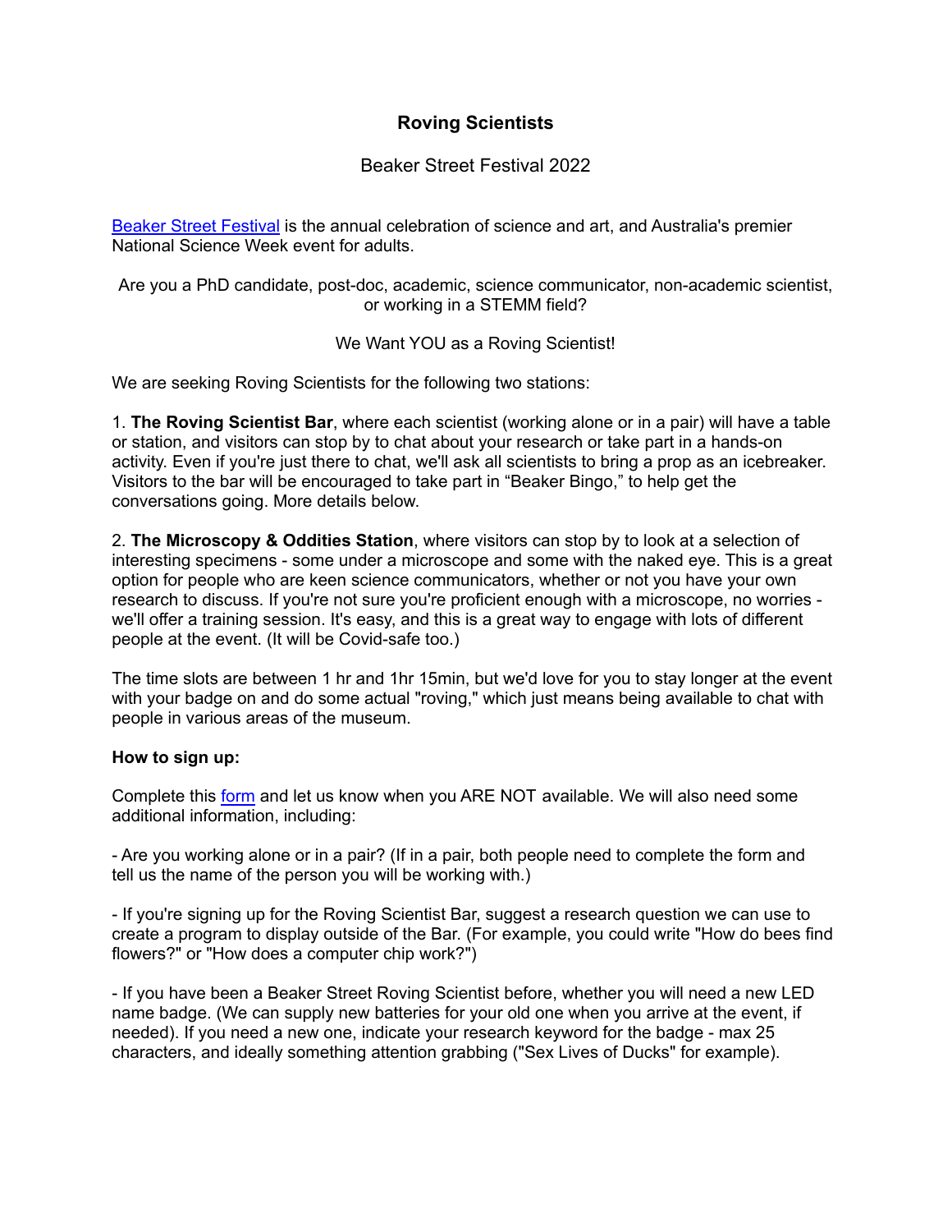# Roving Scientists

## Beaker Street Festival 2022

[Beaker Street Festival] is the annual celebration of science and art, and Australia's premier National Science Week event for adults.

Are you a PhD candidate, post-doc, academic, science communicator, non-academic scientist, or working in a STEMM field?

We Want YOU as a Roving Scientist!

We are seeking Roving Scientists for the following two stations:

1. **The Roving Scientist Bar**, where each scientist (working alone or in a pair) will have a table or station, and visitors can stop by to chat about your research or take part in a hands-on activity. Even if you're just there to chat, we'll ask all scientists to bring a prop as an icebreaker. Visitors to the bar will be encouraged to take part in "Beaker Bingo," to help get the conversations going. More details below.

2. **The Microscopy & Oddities Station**, where visitors can stop by to look at a selection of interesting specimens - some under a microscope and some with the naked eye. This is a great option for people who are keen science communicators, whether or not you have your own research to discuss. If you're not sure you're proficient enough with a microscope, no worries - we'll offer a training session. It's easy, and this is a great way to engage with lots of different people at the event. (It will be Covid-safe too.)

The time slots are between 1 hr and 1hr 15min, but we'd love for you to stay longer at the event with your badge on and do some actual "roving," which just means being available to chat with people in various areas of the museum.

**How to sign up:**

Complete this form and let us know when you ARE NOT available. We will also need some additional information, including:

- Are you working alone or in a pair? (If in a pair, both people need to complete the form and tell us the name of the person you will be working with.)

- If you're signing up for the Roving Scientist Bar, suggest a research question we can use to create a program to display outside of the Bar. (For example, you could write "How do bees find flowers?" or "How does a computer chip work?")

- If you have been a Beaker Street Roving Scientist before, whether you will need a new LED name badge. (We can supply new batteries for your old one when you arrive at the event, if needed). If you need a new one, indicate your research keyword for the badge - max 25 characters, and ideally something attention grabbing ("Sex Lives of Ducks" for example).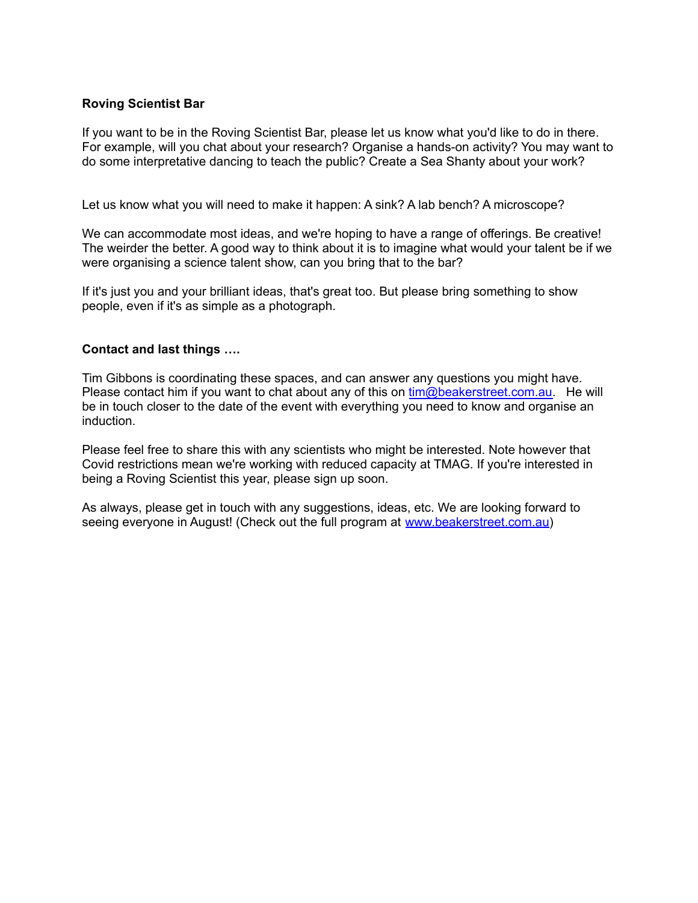**Roving Scientist Bar**

If you want to be in the Roving Scientist Bar, please let us know what you'd like to do in there. For example, will you chat about your research? Organise a hands-on activity? You may want to do some interpretative dancing to teach the public? Create a Sea Shanty about your work?

Let us know what you will need to make it happen: A sink? A lab bench? A microscope?

We can accommodate most ideas, and we're hoping to have a range of offerings. Be creative! The weirder the better. A good way to think about it is to imagine what would your talent be if we were organising a science talent show, can you bring that to the bar?

If it's just you and your brilliant ideas, that's great too. But please bring something to show people, even if it's as simple as a photograph.

**Contact and last things ….**

Tim Gibbons is coordinating these spaces, and can answer any questions you might have. Please contact him if you want to chat about any of this on tim@beakerstreet.com.au. He will be in touch closer to the date of the event with everything you need to know and organise an induction.

Please feel free to share this with any scientists who might be interested. Note however that Covid restrictions mean we're working with reduced capacity at TMAG. If you're interested in being a Roving Scientist this year, please sign up soon.

As always, please get in touch with any suggestions, ideas, etc. We are looking forward to seeing everyone in August! (Check out the full program at www.beakerstreet.com.au)